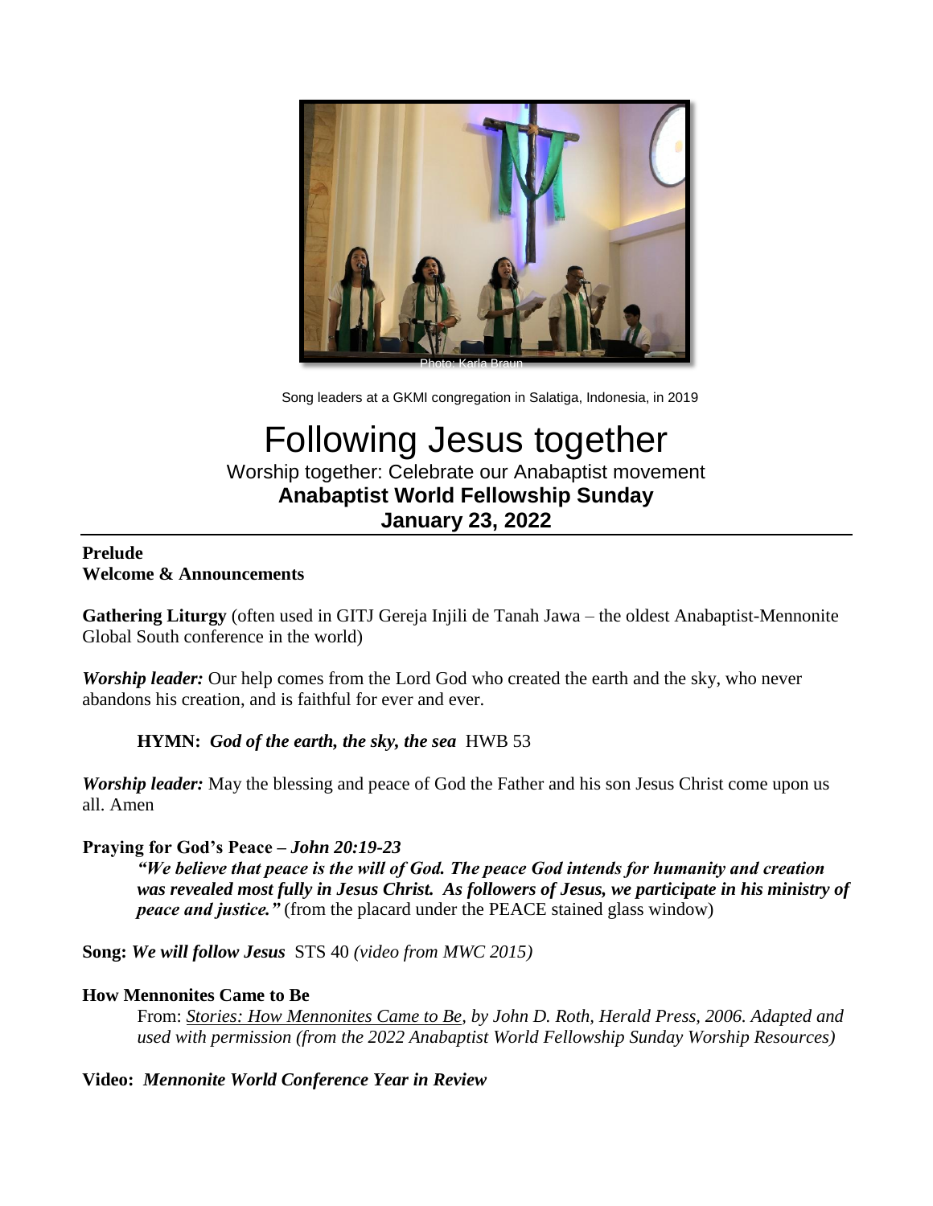Photo: Karla Braun

Song leaders at a GKMI congregation in Salatiga, Indonesia, in 2019

# Following Jesus together

Worship together: Celebrate our Anabaptist movement

**Anabaptist World Fellowship Sunday**

**January 23, 2022**

---

**Prelude**

**Welcome & Announcements**

**Gathering Liturgy** (often used in GITJ Gereja Injili de Tanah Jawa – the oldest Anabaptist-Mennonite Global South conference in the world)

***Worship leader:*** Our help comes from the Lord God who created the earth and the sky, who never abandons his creation, and is faithful for ever and ever.

> **HYMN:** ***God of the earth, the sky, the sea*** HWB 53

***Worship leader:*** May the blessing and peace of God the Father and his son Jesus Christ come upon us all. Amen

**Praying for God's Peace –** ***John 20:19-23***

> ***"We believe that peace is the will of God. The peace God intends for humanity and creation was revealed most fully in Jesus Christ. As followers of Jesus, we participate in his ministry of peace and justice."*** (from the placard under the PEACE stained glass window)

**Song:** ***We will follow Jesus*** STS 40 *(video from MWC 2015)*

**How Mennonites Came to Be**

> From: *Stories: How Mennonites Came to Be, by John D. Roth, Herald Press, 2006. Adapted and used with permission (from the 2022 Anabaptist World Fellowship Sunday Worship Resources)*

**Video:** ***Mennonite World Conference Year in Review***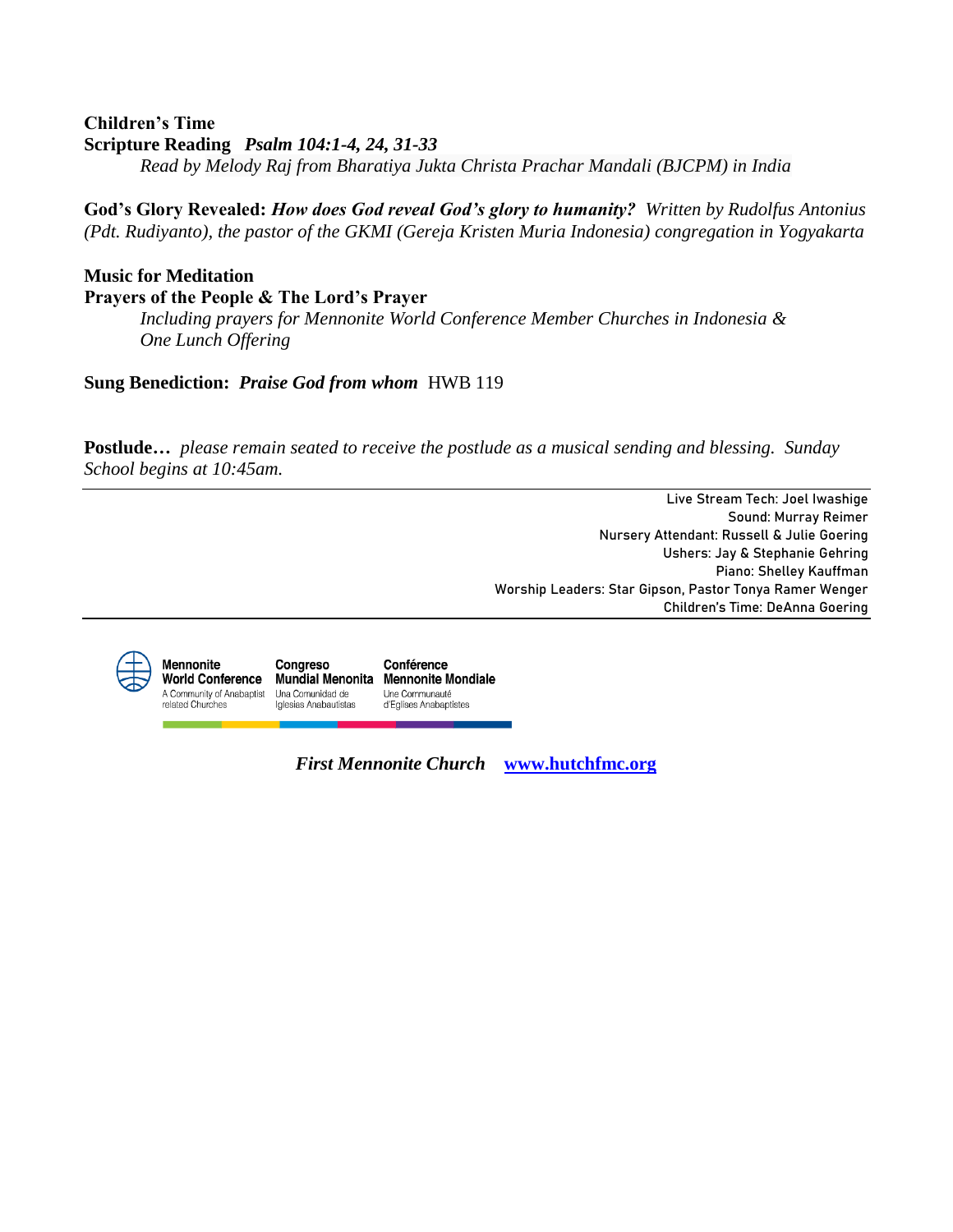**Children's Time**
**Scripture Reading** ***Psalm 104:1-4, 24, 31-33***

*Read by Melody Raj from Bharatiya Jukta Christa Prachar Mandali (BJCPM) in India*

**God's Glory Revealed:** ***How does God reveal God's glory to humanity?*** *Written by Rudolfus Antonius (Pdt. Rudiyanto), the pastor of the GKMI (Gereja Kristen Muria Indonesia) congregation in Yogyakarta*

**Music for Meditation**
**Prayers of the People & The Lord's Prayer**

*Including prayers for Mennonite World Conference Member Churches in Indonesia & One Lunch Offering*

**Sung Benediction:** ***Praise God from whom*** HWB 119

**Postlude…** *please remain seated to receive the postlude as a musical sending and blessing. Sunday School begins at 10:45am.*

---

Live Stream Tech: Joel Iwashige
Sound: Murray Reimer
Nursery Attendant: Russell & Julie Goering
Ushers: Jay & Stephanie Gehring
Piano: Shelley Kauffman
Worship Leaders: Star Gipson, Pastor Tonya Ramer Wenger
Children's Time: DeAnna Goering

---

**Mennonite World Conference** A Community of Anabaptist related Churches
**Congreso Mundial Menonita** Una Comunidad de Iglesias Anabautistas
**Conférence Mennonite Mondiale** Une Communauté d'Eglises Anabaptistes

***First Mennonite Church*** **www.hutchfmc.org**